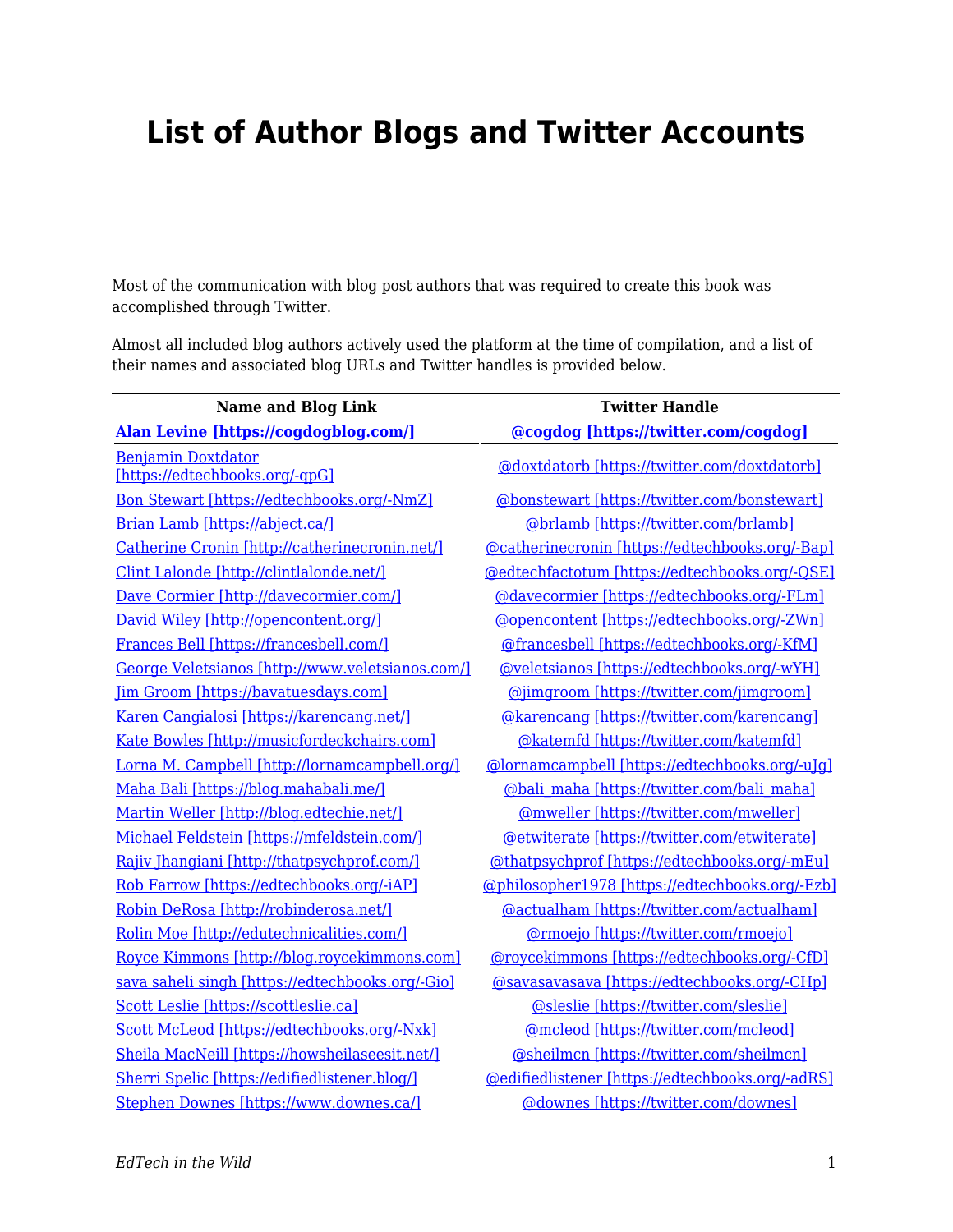# List of Author Blogs and Twitter Accounts

Most of the communication with blog post authors that was required to create this book was accomplished through Twitter.

Almost all included blog authors actively used the platform at the time of compilation, and a list of their names and associated blog URLs and Twitter handles is provided below.

| Name and Blog Link | Twitter Handle |
| --- | --- |
| **Alan Levine [https://cogdogblog.com/]** | **@cogdog [https://twitter.com/cogdog]** |
| Benjamin Doxtdator [https://edtechbooks.org/-qpG] | @doxtdatorb [https://twitter.com/doxtdatorb] |
| Bon Stewart [https://edtechbooks.org/-NmZ] | @bonstewart [https://twitter.com/bonstewart] |
| Brian Lamb [https://abject.ca/] | @brlamb [https://twitter.com/brlamb] |
| Catherine Cronin [http://catherinecronin.net/] | @catherinecronin [https://edtechbooks.org/-Bap] |
| Clint Lalonde [http://clintlalonde.net/] | @edtechfactotum [https://edtechbooks.org/-QSE] |
| Dave Cormier [http://davecormier.com/] | @davecormier [https://edtechbooks.org/-FLm] |
| David Wiley [http://opencontent.org/] | @opencontent [https://edtechbooks.org/-ZWn] |
| Frances Bell [https://francesbell.com/] | @francesbell [https://edtechbooks.org/-KfM] |
| George Veletsianos [http://www.veletsianos.com/] | @veletsianos [https://edtechbooks.org/-wYH] |
| Jim Groom [https://bavatuesdays.com] | @jimgroom [https://twitter.com/jimgroom] |
| Karen Cangialosi [https://karencang.net/] | @karencang [https://twitter.com/karencang] |
| Kate Bowles [http://musicfordeckchairs.com] | @katemfd [https://twitter.com/katemfd] |
| Lorna M. Campbell [http://lornamcampbell.org/] | @lornamcampbell [https://edtechbooks.org/-uJg] |
| Maha Bali [https://blog.mahabali.me/] | @bali_maha [https://twitter.com/bali_maha] |
| Martin Weller [http://blog.edtechie.net/] | @mweller [https://twitter.com/mweller] |
| Michael Feldstein [https://mfeldstein.com/] | @etwiterate [https://twitter.com/etwiterate] |
| Rajiv Jhangiani [http://thatpsychprof.com/] | @thatpsychprof [https://edtechbooks.org/-mEu] |
| Rob Farrow [https://edtechbooks.org/-iAP] | @philosopher1978 [https://edtechbooks.org/-Ezb] |
| Robin DeRosa [http://robinderosa.net/] | @actualham [https://twitter.com/actualham] |
| Rolin Moe [http://edutechnicalities.com/] | @rmoejo [https://twitter.com/rmoejo] |
| Royce Kimmons [http://blog.roycekimmons.com] | @roycekimmons [https://edtechbooks.org/-CfD] |
| sava saheli singh [https://edtechbooks.org/-Gio] | @savasavasava [https://edtechbooks.org/-CHp] |
| Scott Leslie [https://scottleslie.ca] | @sleslie [https://twitter.com/sleslie] |
| Scott McLeod [https://edtechbooks.org/-Nxk] | @mcleod [https://twitter.com/mcleod] |
| Sheila MacNeill [https://howsheilaseesit.net/] | @sheilmcn [https://twitter.com/sheilmcn] |
| Sherri Spelic [https://edifiedlistener.blog/] | @edifiedlistener [https://edtechbooks.org/-adRS] |
| Stephen Downes [https://www.downes.ca/] | @downes [https://twitter.com/downes] |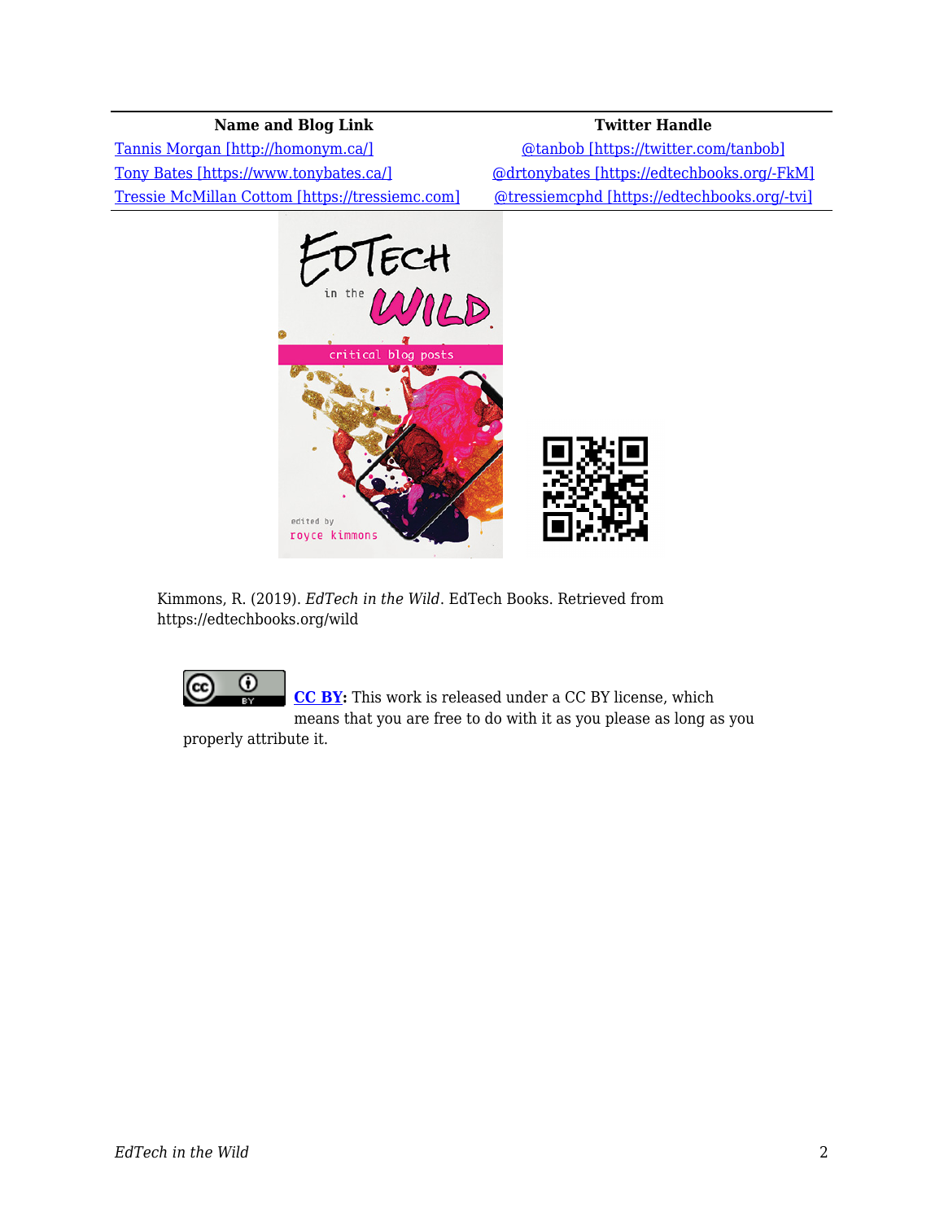| Name and Blog Link | Twitter Handle |
| --- | --- |
| Tannis Morgan [http://homonym.ca/] | @tanbob [https://twitter.com/tanbob] |
| Tony Bates [https://www.tonybates.ca/] | @drtonybates [https://edtechbooks.org/-FkM] |
| Tressie McMillan Cottom [https://tressiemc.com] | @tressiemcphd [https://edtechbooks.org/-tvi] |

Kimmons, R. (2019). *EdTech in the Wild*. EdTech Books. Retrieved from https://edtechbooks.org/wild

**CC BY:** This work is released under a CC BY license, which means that you are free to do with it as you please as long as you properly attribute it.